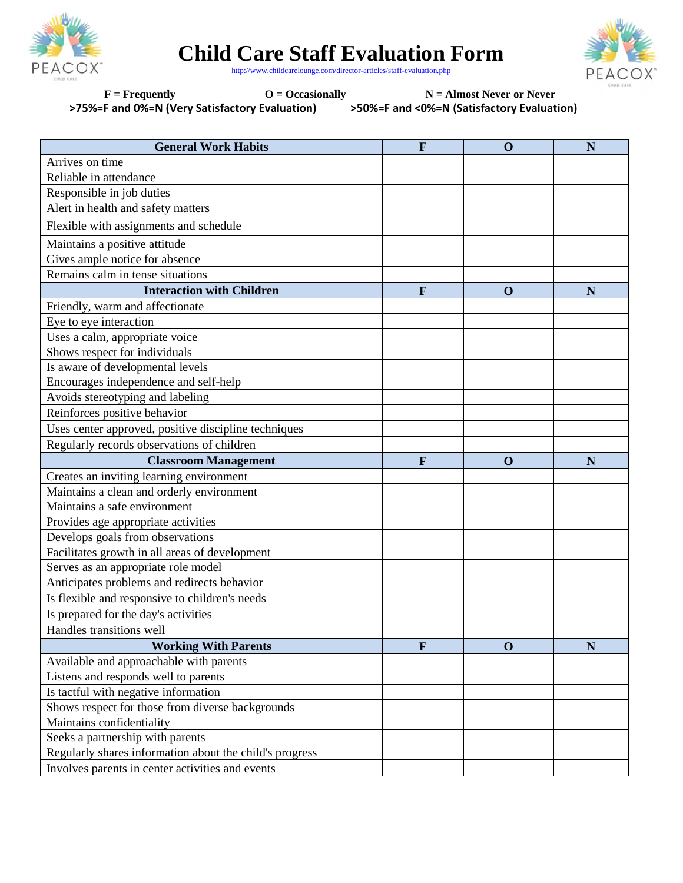# Child Care Staff Evaluation Form

http://www.childcarelounge.com/director-articles/staff-evaluation.php

**F = Frequently** **O = Occasionally** **N = Almost Never or Never**

**>75%=F and 0%=N (Very Satisfactory Evaluation)** **>50%=F and <0%=N (Satisfactory Evaluation)**

| General Work Habits | F | O | N |
|---|---|---|---|
| Arrives on time | | | |
| Reliable in attendance | | | |
| Responsible in job duties | | | |
| Alert in health and safety matters | | | |
| Flexible with assignments and schedule | | | |
| Maintains a positive attitude | | | |
| Gives ample notice for absence | | | |
| Remains calm in tense situations | | | |
| **Interaction with Children** | **F** | **O** | **N** |
| Friendly, warm and affectionate | | | |
| Eye to eye interaction | | | |
| Uses a calm, appropriate voice | | | |
| Shows respect for individuals | | | |
| Is aware of developmental levels | | | |
| Encourages independence and self-help | | | |
| Avoids stereotyping and labeling | | | |
| Reinforces positive behavior | | | |
| Uses center approved, positive discipline techniques | | | |
| Regularly records observations of children | | | |
| **Classroom Management** | **F** | **O** | **N** |
| Creates an inviting learning environment | | | |
| Maintains a clean and orderly environment | | | |
| Maintains a safe environment | | | |
| Provides age appropriate activities | | | |
| Develops goals from observations | | | |
| Facilitates growth in all areas of development | | | |
| Serves as an appropriate role model | | | |
| Anticipates problems and redirects behavior | | | |
| Is flexible and responsive to children's needs | | | |
| Is prepared for the day's activities | | | |
| Handles transitions well | | | |
| **Working With Parents** | **F** | **O** | **N** |
| Available and approachable with parents | | | |
| Listens and responds well to parents | | | |
| Is tactful with negative information | | | |
| Shows respect for those from diverse backgrounds | | | |
| Maintains confidentiality | | | |
| Seeks a partnership with parents | | | |
| Regularly shares information about the child's progress | | | |
| Involves parents in center activities and events | | | |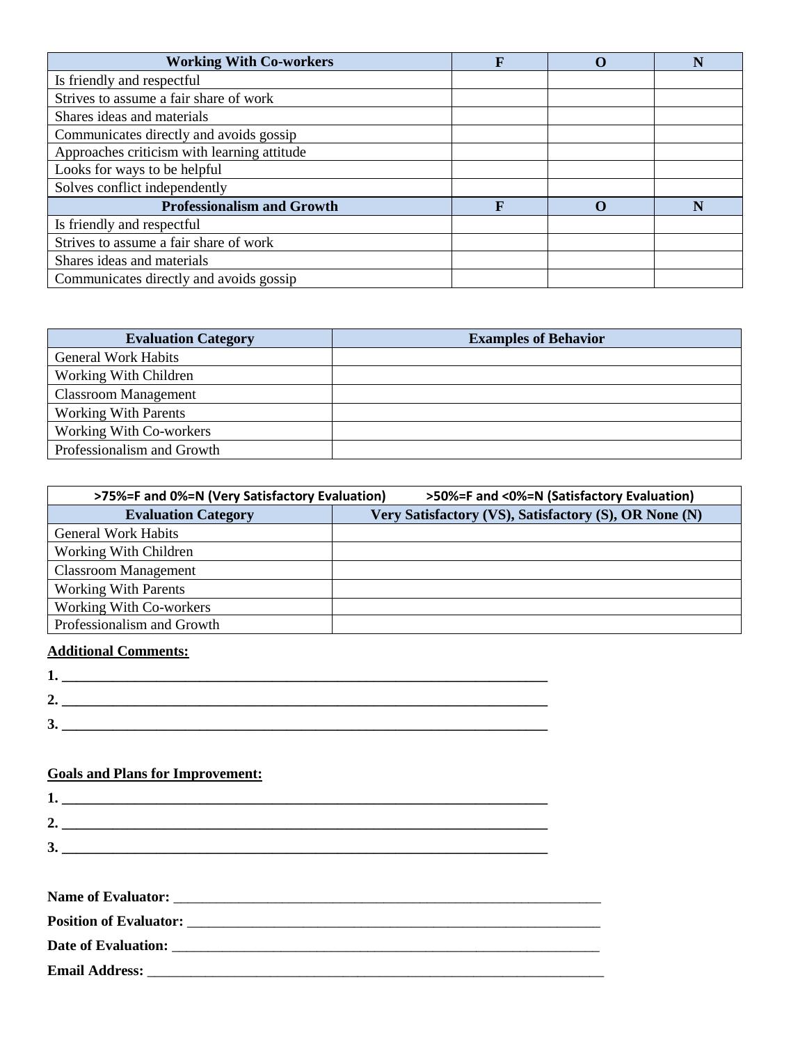| Working With Co-workers | F | O | N |
|---|---|---|---|
| Is friendly and respectful | | | |
| Strives to assume a fair share of work | | | |
| Shares ideas and materials | | | |
| Communicates directly and avoids gossip | | | |
| Approaches criticism with learning attitude | | | |
| Looks for ways to be helpful | | | |
| Solves conflict independently | | | |
| **Professionalism and Growth** | **F** | **O** | **N** |
| Is friendly and respectful | | | |
| Strives to assume a fair share of work | | | |
| Shares ideas and materials | | | |
| Communicates directly and avoids gossip | | | |

| Evaluation Category | Examples of Behavior |
|---|---|
| General Work Habits | |
| Working With Children | |
| Classroom Management | |
| Working With Parents | |
| Working With Co-workers | |
| Professionalism and Growth | |

| >75%=F and 0%=N (Very Satisfactory Evaluation) >50%=F and <0%=N (Satisfactory Evaluation) | |
|---|---|
| **Evaluation Category** | **Very Satisfactory (VS), Satisfactory (S), OR None (N)** |
| General Work Habits | |
| Working With Children | |
| Classroom Management | |
| Working With Parents | |
| Working With Co-workers | |
| Professionalism and Growth | |

**Additional Comments:**

1. ______________________________________________________________________
2. ______________________________________________________________________
3. ______________________________________________________________________

**Goals and Plans for Improvement:**

1. ______________________________________________________________________
2. ______________________________________________________________________
3. ______________________________________________________________________

**Name of Evaluator:** ____________________________________________________________

**Position of Evaluator:** __________________________________________________________

**Date of Evaluation:** ____________________________________________________________

**Email Address:** ________________________________________________________________